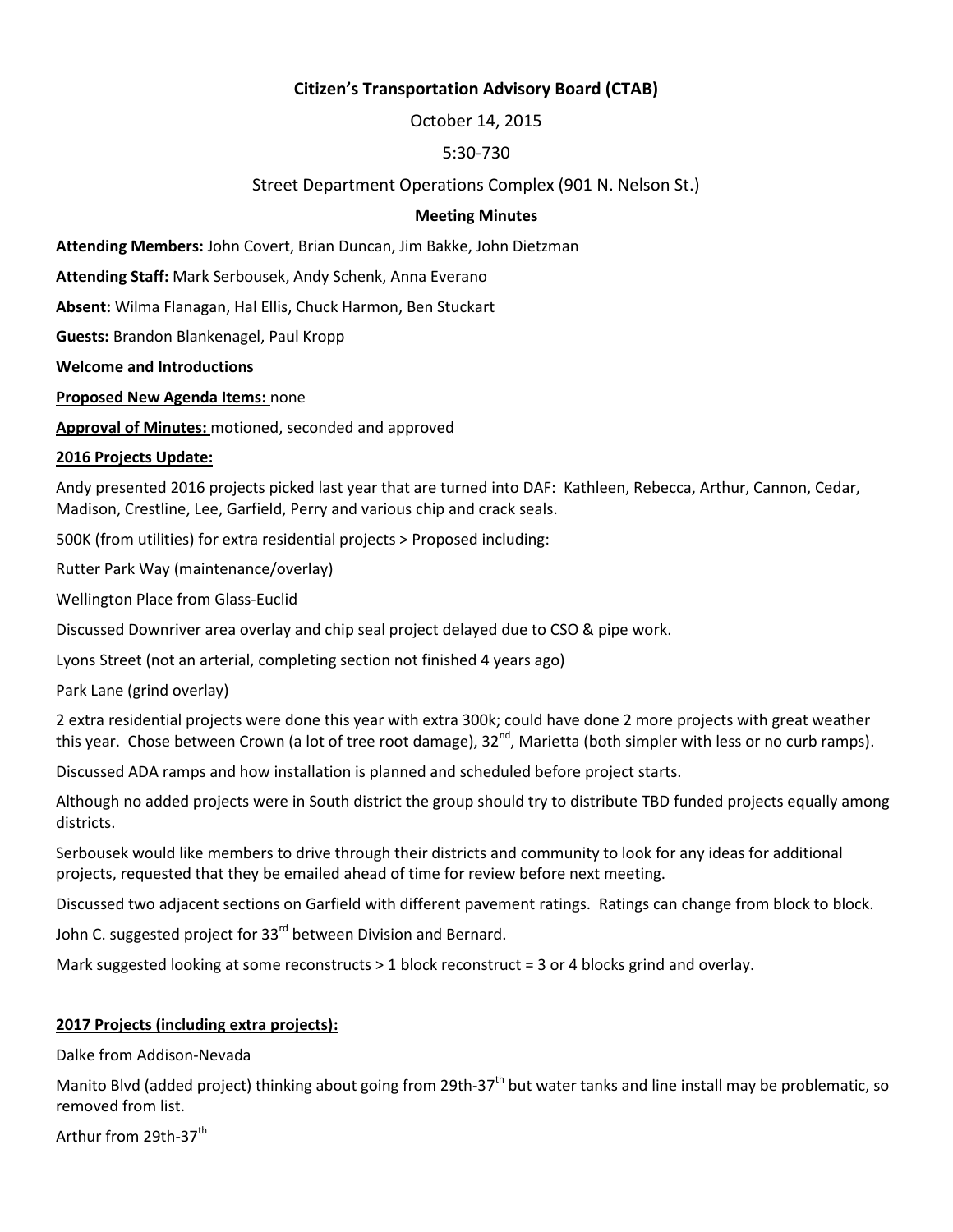**Citizen's Transportation Advisory Board (CTAB)**

October 14, 2015

5:30-730

Street Department Operations Complex (901 N. Nelson St.)

**Meeting Minutes**

**Attending Members:** John Covert, Brian Duncan, Jim Bakke, John Dietzman

**Attending Staff:** Mark Serbousek, Andy Schenk, Anna Everano

**Absent:** Wilma Flanagan, Hal Ellis, Chuck Harmon, Ben Stuckart

**Guests:** Brandon Blankenagel, Paul Kropp

**Welcome and Introductions**

**Proposed New Agenda Items:** none

**Approval of Minutes:** motioned, seconded and approved

**2016 Projects Update:**

Andy presented 2016 projects picked last year that are turned into DAF: Kathleen, Rebecca, Arthur, Cannon, Cedar, Madison, Crestline, Lee, Garfield, Perry and various chip and crack seals.

500K (from utilities) for extra residential projects > Proposed including:

Rutter Park Way (maintenance/overlay)

Wellington Place from Glass-Euclid

Discussed Downriver area overlay and chip seal project delayed due to CSO & pipe work.

Lyons Street (not an arterial, completing section not finished 4 years ago)

Park Lane (grind overlay)

2 extra residential projects were done this year with extra 300k; could have done 2 more projects with great weather this year. Chose between Crown (a lot of tree root damage), 32nd, Marietta (both simpler with less or no curb ramps).

Discussed ADA ramps and how installation is planned and scheduled before project starts.

Although no added projects were in South district the group should try to distribute TBD funded projects equally among districts.

Serbousek would like members to drive through their districts and community to look for any ideas for additional projects, requested that they be emailed ahead of time for review before next meeting.

Discussed two adjacent sections on Garfield with different pavement ratings. Ratings can change from block to block.

John C. suggested project for 33rd between Division and Bernard.

Mark suggested looking at some reconstructs > 1 block reconstruct = 3 or 4 blocks grind and overlay.

**2017 Projects (including extra projects):**

Dalke from Addison-Nevada

Manito Blvd (added project) thinking about going from 29th-37th but water tanks and line install may be problematic, so removed from list.

Arthur from 29th-37th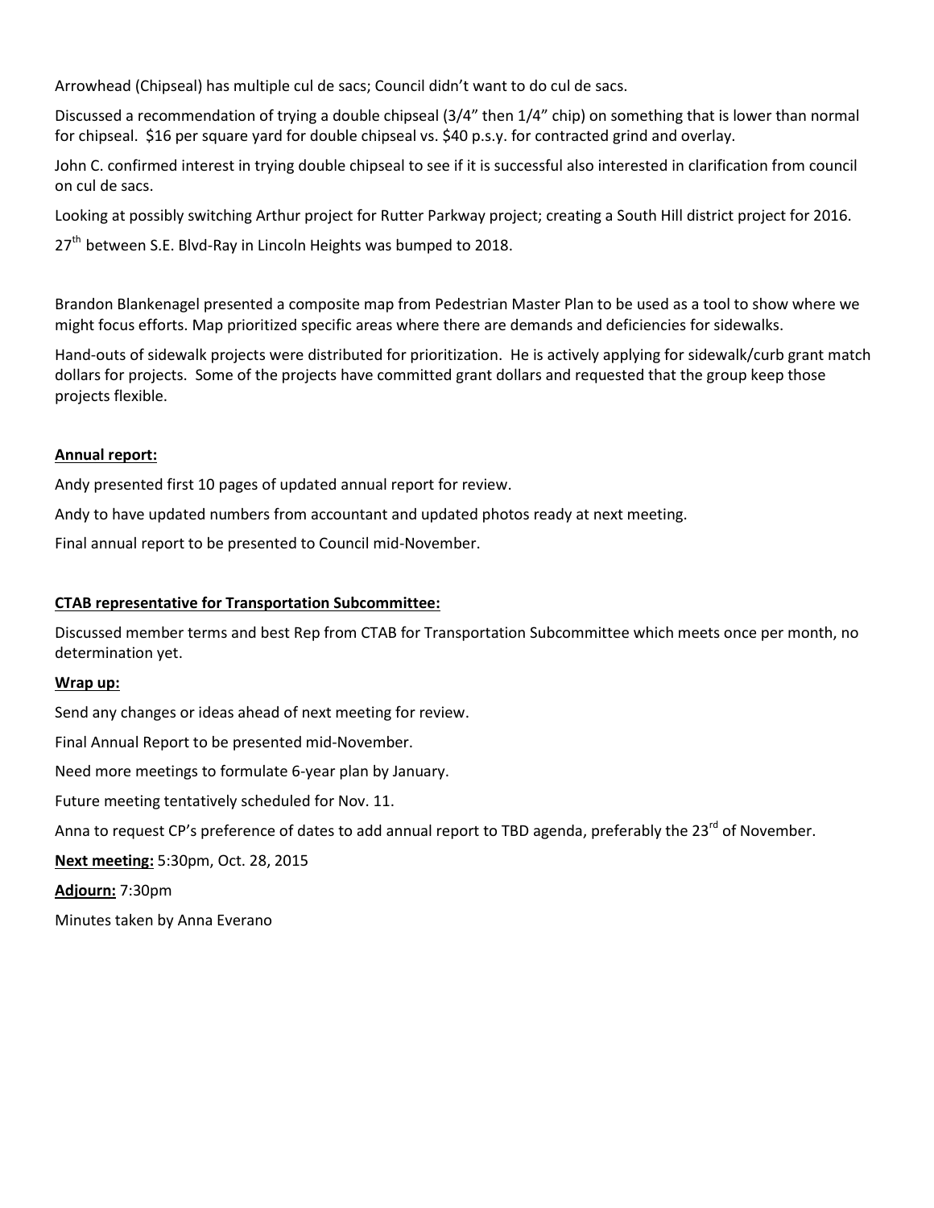Arrowhead (Chipseal) has multiple cul de sacs; Council didn't want to do cul de sacs.

Discussed a recommendation of trying a double chipseal (3/4" then 1/4" chip) on something that is lower than normal for chipseal. $16 per square yard for double chipseal vs. $40 p.s.y. for contracted grind and overlay.

John C. confirmed interest in trying double chipseal to see if it is successful also interested in clarification from council on cul de sacs.

Looking at possibly switching Arthur project for Rutter Parkway project; creating a South Hill district project for 2016.

27th between S.E. Blvd-Ray in Lincoln Heights was bumped to 2018.

Brandon Blankenagel presented a composite map from Pedestrian Master Plan to be used as a tool to show where we might focus efforts. Map prioritized specific areas where there are demands and deficiencies for sidewalks.

Hand-outs of sidewalk projects were distributed for prioritization. He is actively applying for sidewalk/curb grant match dollars for projects. Some of the projects have committed grant dollars and requested that the group keep those projects flexible.

**Annual report:**

Andy presented first 10 pages of updated annual report for review.

Andy to have updated numbers from accountant and updated photos ready at next meeting.

Final annual report to be presented to Council mid-November.

**CTAB representative for Transportation Subcommittee:**

Discussed member terms and best Rep from CTAB for Transportation Subcommittee which meets once per month, no determination yet.

**Wrap up:**

Send any changes or ideas ahead of next meeting for review.

Final Annual Report to be presented mid-November.

Need more meetings to formulate 6-year plan by January.

Future meeting tentatively scheduled for Nov. 11.

Anna to request CP's preference of dates to add annual report to TBD agenda, preferably the 23rd of November.

**Next meeting:** 5:30pm, Oct. 28, 2015

**Adjourn:** 7:30pm

Minutes taken by Anna Everano